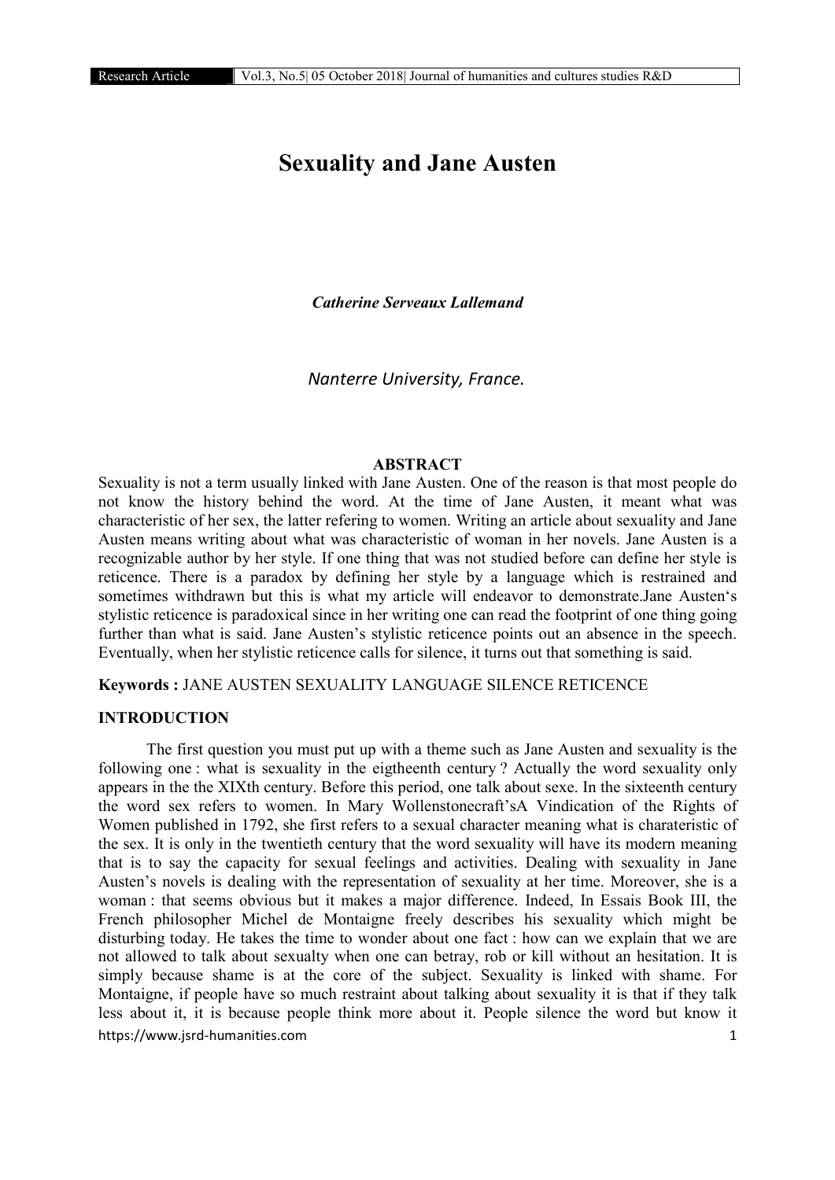# Sexuality and Jane Austen

***Catherine Serveaux Lallemand***

*Nanterre University, France.*

## ABSTRACT

Sexuality is not a term usually linked with Jane Austen. One of the reason is that most people do not know the history behind the word. At the time of Jane Austen, it meant what was characteristic of her sex, the latter refering to women. Writing an article about sexuality and Jane Austen means writing about what was characteristic of woman in her novels. Jane Austen is a recognizable author by her style. If one thing that was not studied before can define her style is reticence. There is a paradox by defining her style by a language which is restrained and sometimes withdrawn but this is what my article will endeavor to demonstrate.Jane Austen's stylistic reticence is paradoxical since in her writing one can read the footprint of one thing going further than what is said. Jane Austen's stylistic reticence points out an absence in the speech. Eventually, when her stylistic reticence calls for silence, it turns out that something is said.

**Keywords :** JANE AUSTEN SEXUALITY LANGUAGE SILENCE RETICENCE

## INTRODUCTION

The first question you must put up with a theme such as Jane Austen and sexuality is the following one : what is sexuality in the eigtheenth century ? Actually the word sexuality only appears in the the XIXth century. Before this period, one talk about sexe. In the sixteenth century the word sex refers to women. In Mary Wollenstonecraft'sA Vindication of the Rights of Women published in 1792, she first refers to a sexual character meaning what is charateristic of the sex. It is only in the twentieth century that the word sexuality will have its modern meaning that is to say the capacity for sexual feelings and activities. Dealing with sexuality in Jane Austen's novels is dealing with the representation of sexuality at her time. Moreover, she is a woman : that seems obvious but it makes a major difference. Indeed, In Essais Book III, the French philosopher Michel de Montaigne freely describes his sexuality which might be disturbing today. He takes the time to wonder about one fact : how can we explain that we are not allowed to talk about sexualty when one can betray, rob or kill without an hesitation. It is simply because shame is at the core of the subject. Sexuality is linked with shame. For Montaigne, if people have so much restraint about talking about sexuality it is that if they talk less about it, it is because people think more about it. People silence the word but know it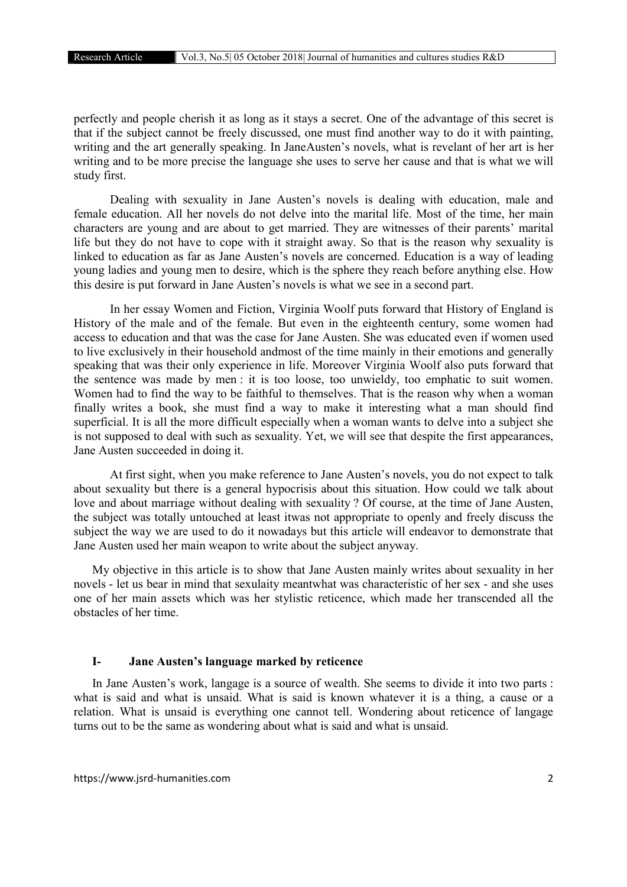perfectly and people cherish it as long as it stays a secret. One of the advantage of this secret is that if the subject cannot be freely discussed, one must find another way to do it with painting, writing and the art generally speaking. In JaneAusten's novels, what is revelant of her art is her writing and to be more precise the language she uses to serve her cause and that is what we will study first.

Dealing with sexuality in Jane Austen's novels is dealing with education, male and female education. All her novels do not delve into the marital life. Most of the time, her main characters are young and are about to get married. They are witnesses of their parents' marital life but they do not have to cope with it straight away. So that is the reason why sexuality is linked to education as far as Jane Austen's novels are concerned. Education is a way of leading young ladies and young men to desire, which is the sphere they reach before anything else. How this desire is put forward in Jane Austen's novels is what we see in a second part.

In her essay Women and Fiction, Virginia Woolf puts forward that History of England is History of the male and of the female. But even in the eighteenth century, some women had access to education and that was the case for Jane Austen. She was educated even if women used to live exclusively in their household andmost of the time mainly in their emotions and generally speaking that was their only experience in life. Moreover Virginia Woolf also puts forward that the sentence was made by men : it is too loose, too unwieldy, too emphatic to suit women. Women had to find the way to be faithful to themselves. That is the reason why when a woman finally writes a book, she must find a way to make it interesting what a man should find superficial. It is all the more difficult especially when a woman wants to delve into a subject she is not supposed to deal with such as sexuality. Yet, we will see that despite the first appearances, Jane Austen succeeded in doing it.

At first sight, when you make reference to Jane Austen's novels, you do not expect to talk about sexuality but there is a general hypocrisis about this situation. How could we talk about love and about marriage without dealing with sexuality ? Of course, at the time of Jane Austen, the subject was totally untouched at least itwas not appropriate to openly and freely discuss the subject the way we are used to do it nowadays but this article will endeavor to demonstrate that Jane Austen used her main weapon to write about the subject anyway.

My objective in this article is to show that Jane Austen mainly writes about sexuality in her novels - let us bear in mind that sexulaity meantwhat was characteristic of her sex - and she uses one of her main assets which was her stylistic reticence, which made her transcended all the obstacles of her time.

## I- Jane Austen's language marked by reticence

In Jane Austen's work, langage is a source of wealth. She seems to divide it into two parts : what is said and what is unsaid. What is said is known whatever it is a thing, a cause or a relation. What is unsaid is everything one cannot tell. Wondering about reticence of langage turns out to be the same as wondering about what is said and what is unsaid.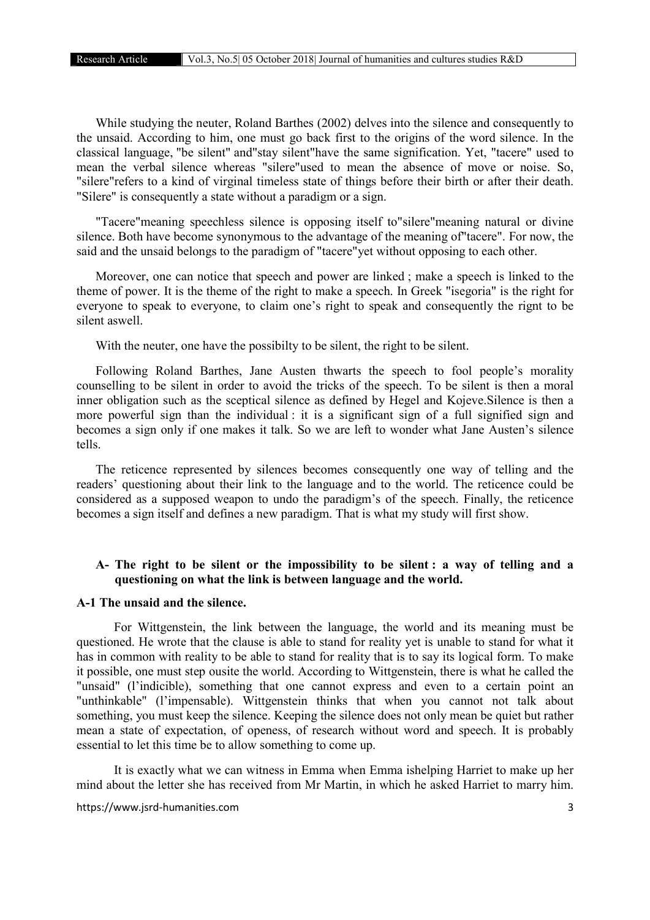While studying the neuter, Roland Barthes (2002) delves into the silence and consequently to the unsaid. According to him, one must go back first to the origins of the word silence. In the classical language, "be silent" and"stay silent"have the same signification. Yet, "tacere" used to mean the verbal silence whereas "silere"used to mean the absence of move or noise. So, "silere"refers to a kind of virginal timeless state of things before their birth or after their death. "Silere" is consequently a state without a paradigm or a sign.

"Tacere"meaning speechless silence is opposing itself to"silere"meaning natural or divine silence. Both have become synonymous to the advantage of the meaning of"tacere". For now, the said and the unsaid belongs to the paradigm of "tacere"yet without opposing to each other.

Moreover, one can notice that speech and power are linked ; make a speech is linked to the theme of power. It is the theme of the right to make a speech. In Greek "isegoria" is the right for everyone to speak to everyone, to claim one's right to speak and consequently the rignt to be silent aswell.

With the neuter, one have the possibilty to be silent, the right to be silent.

Following Roland Barthes, Jane Austen thwarts the speech to fool people's morality counselling to be silent in order to avoid the tricks of the speech. To be silent is then a moral inner obligation such as the sceptical silence as defined by Hegel and Kojeve.Silence is then a more powerful sign than the individual : it is a significant sign of a full signified sign and becomes a sign only if one makes it talk. So we are left to wonder what Jane Austen's silence tells.

The reticence represented by silences becomes consequently one way of telling and the readers' questioning about their link to the language and to the world. The reticence could be considered as a supposed weapon to undo the paradigm's of the speech. Finally, the reticence becomes a sign itself and defines a new paradigm. That is what my study will first show.

## A- The right to be silent or the impossibility to be silent : a way of telling and a questioning on what the link is between language and the world.

### A-1 The unsaid and the silence.

For Wittgenstein, the link between the language, the world and its meaning must be questioned. He wrote that the clause is able to stand for reality yet is unable to stand for what it has in common with reality to be able to stand for reality that is to say its logical form. To make it possible, one must step ousite the world. According to Wittgenstein, there is what he called the "unsaid" (l'indicible), something that one cannot express and even to a certain point an "unthinkable" (l'impensable). Wittgenstein thinks that when you cannot not talk about something, you must keep the silence. Keeping the silence does not only mean be quiet but rather mean a state of expectation, of openess, of research without word and speech. It is probably essential to let this time be to allow something to come up.

It is exactly what we can witness in Emma when Emma ishelping Harriet to make up her mind about the letter she has received from Mr Martin, in which he asked Harriet to marry him.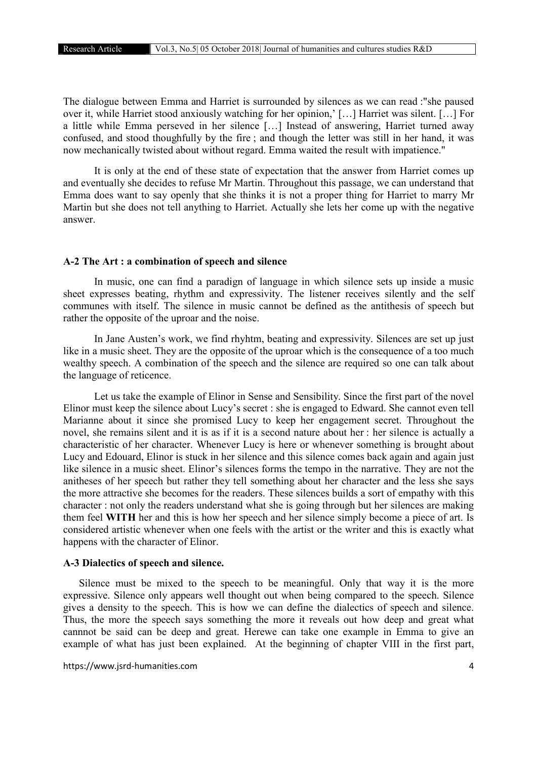The dialogue between Emma and Harriet is surrounded by silences as we can read :"she paused over it, while Harriet stood anxiously watching for her opinion,' […] Harriet was silent. […] For a little while Emma perseved in her silence […] Instead of answering, Harriet turned away confused, and stood thoughfully by the fire ; and though the letter was still in her hand, it was now mechanically twisted about without regard. Emma waited the result with impatience."

It is only at the end of these state of expectation that the answer from Harriet comes up and eventually she decides to refuse Mr Martin. Throughout this passage, we can understand that Emma does want to say openly that she thinks it is not a proper thing for Harriet to marry Mr Martin but she does not tell anything to Harriet. Actually she lets her come up with the negative answer.

#### A-2 The Art : a combination of speech and silence

In music, one can find a paradign of language in which silence sets up inside a music sheet expresses beating, rhythm and expressivity. The listener receives silently and the self communes with itself. The silence in music cannot be defined as the antithesis of speech but rather the opposite of the uproar and the noise.

In Jane Austen's work, we find rhyhtm, beating and expressivity. Silences are set up just like in a music sheet. They are the opposite of the uproar which is the consequence of a too much wealthy speech. A combination of the speech and the silence are required so one can talk about the language of reticence.

Let us take the example of Elinor in Sense and Sensibility. Since the first part of the novel Elinor must keep the silence about Lucy's secret : she is engaged to Edward. She cannot even tell Marianne about it since she promised Lucy to keep her engagement secret. Throughout the novel, she remains silent and it is as if it is a second nature about her : her silence is actually a characteristic of her character. Whenever Lucy is here or whenever something is brought about Lucy and Edouard, Elinor is stuck in her silence and this silence comes back again and again just like silence in a music sheet. Elinor's silences forms the tempo in the narrative. They are not the anitheses of her speech but rather they tell something about her character and the less she says the more attractive she becomes for the readers. These silences builds a sort of empathy with this character : not only the readers understand what she is going through but her silences are making them feel **WITH** her and this is how her speech and her silence simply become a piece of art. Is considered artistic whenever when one feels with the artist or the writer and this is exactly what happens with the character of Elinor.

#### A-3 Dialectics of speech and silence.

Silence must be mixed to the speech to be meaningful. Only that way it is the more expressive. Silence only appears well thought out when being compared to the speech. Silence gives a density to the speech. This is how we can define the dialectics of speech and silence. Thus, the more the speech says something the more it reveals out how deep and great what cannnot be said can be deep and great. Herewe can take one example in Emma to give an example of what has just been explained. At the beginning of chapter VIII in the first part,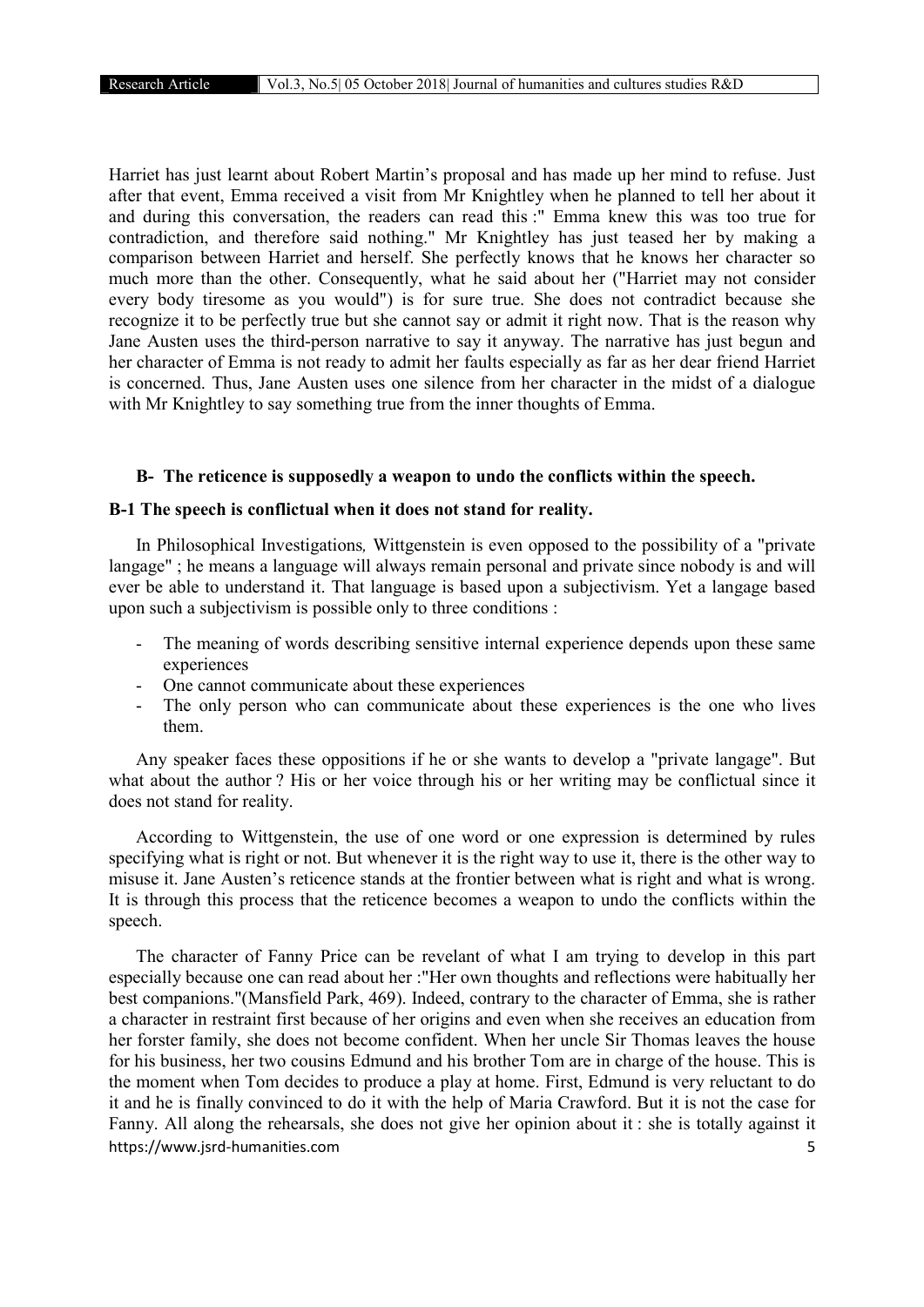Harriet has just learnt about Robert Martin's proposal and has made up her mind to refuse. Just after that event, Emma received a visit from Mr Knightley when he planned to tell her about it and during this conversation, the readers can read this :" Emma knew this was too true for contradiction, and therefore said nothing." Mr Knightley has just teased her by making a comparison between Harriet and herself. She perfectly knows that he knows her character so much more than the other. Consequently, what he said about her ("Harriet may not consider every body tiresome as you would") is for sure true. She does not contradict because she recognize it to be perfectly true but she cannot say or admit it right now. That is the reason why Jane Austen uses the third-person narrative to say it anyway. The narrative has just begun and her character of Emma is not ready to admit her faults especially as far as her dear friend Harriet is concerned. Thus, Jane Austen uses one silence from her character in the midst of a dialogue with Mr Knightley to say something true from the inner thoughts of Emma.

### B- The reticence is supposedly a weapon to undo the conflicts within the speech.

#### B-1 The speech is conflictual when it does not stand for reality.

In Philosophical Investigations*,* Wittgenstein is even opposed to the possibility of a "private langage" ; he means a language will always remain personal and private since nobody is and will ever be able to understand it. That language is based upon a subjectivism. Yet a langage based upon such a subjectivism is possible only to three conditions :

- The meaning of words describing sensitive internal experience depends upon these same experiences
- One cannot communicate about these experiences
- The only person who can communicate about these experiences is the one who lives them.

Any speaker faces these oppositions if he or she wants to develop a "private langage". But what about the author ? His or her voice through his or her writing may be conflictual since it does not stand for reality.

According to Wittgenstein, the use of one word or one expression is determined by rules specifying what is right or not. But whenever it is the right way to use it, there is the other way to misuse it. Jane Austen's reticence stands at the frontier between what is right and what is wrong. It is through this process that the reticence becomes a weapon to undo the conflicts within the speech.

The character of Fanny Price can be revelant of what I am trying to develop in this part especially because one can read about her :"Her own thoughts and reflections were habitually her best companions."(Mansfield Park, 469). Indeed, contrary to the character of Emma, she is rather a character in restraint first because of her origins and even when she receives an education from her forster family, she does not become confident. When her uncle Sir Thomas leaves the house for his business, her two cousins Edmund and his brother Tom are in charge of the house. This is the moment when Tom decides to produce a play at home. First, Edmund is very reluctant to do it and he is finally convinced to do it with the help of Maria Crawford. But it is not the case for Fanny. All along the rehearsals, she does not give her opinion about it : she is totally against it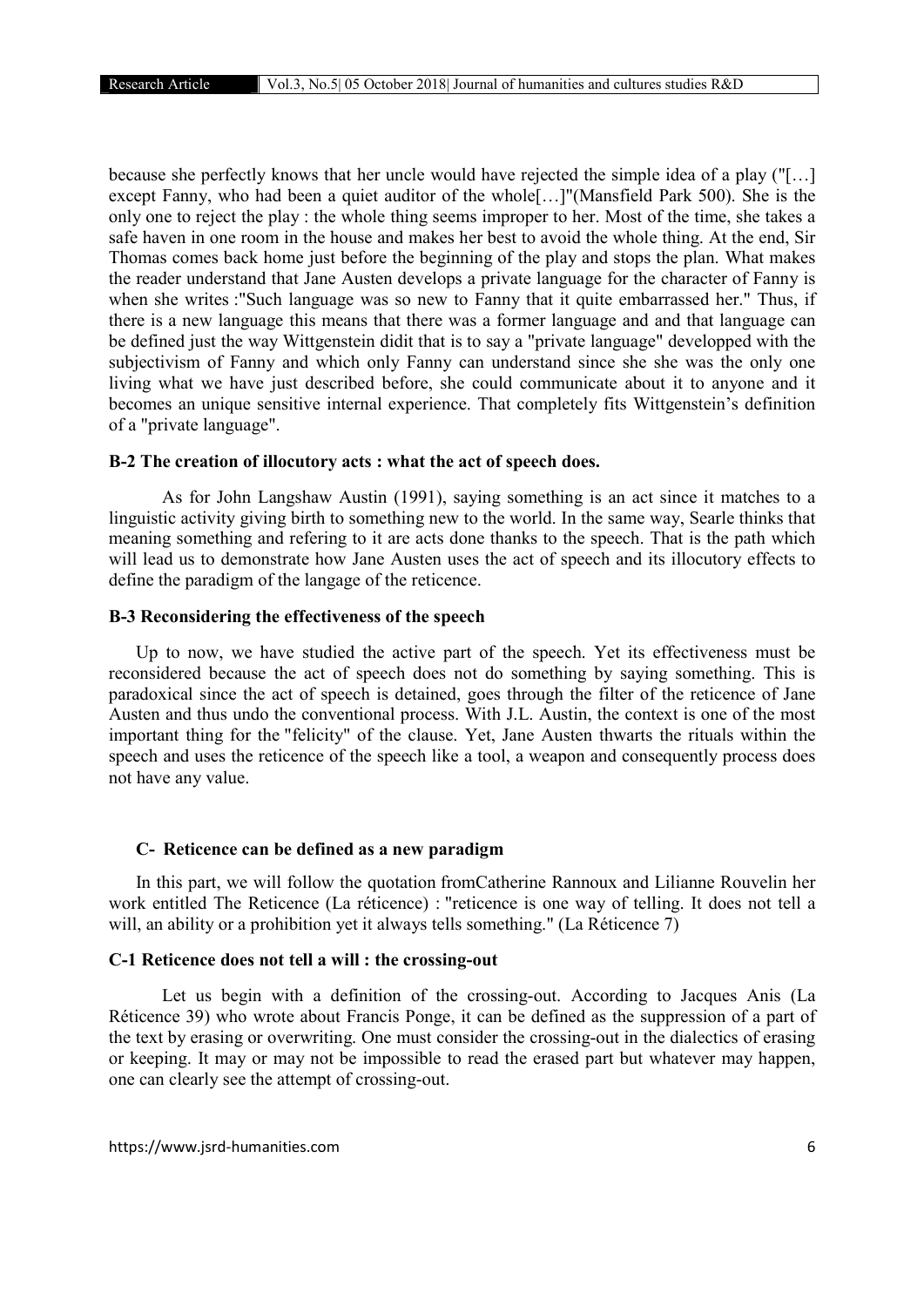because she perfectly knows that her uncle would have rejected the simple idea of a play ("[…] except Fanny, who had been a quiet auditor of the whole[…]"(Mansfield Park 500). She is the only one to reject the play : the whole thing seems improper to her. Most of the time, she takes a safe haven in one room in the house and makes her best to avoid the whole thing. At the end, Sir Thomas comes back home just before the beginning of the play and stops the plan. What makes the reader understand that Jane Austen develops a private language for the character of Fanny is when she writes :"Such language was so new to Fanny that it quite embarrassed her." Thus, if there is a new language this means that there was a former language and and that language can be defined just the way Wittgenstein didit that is to say a "private language" developped with the subjectivism of Fanny and which only Fanny can understand since she she was the only one living what we have just described before, she could communicate about it to anyone and it becomes an unique sensitive internal experience. That completely fits Wittgenstein's definition of a "private language".

### B-2 The creation of illocutory acts : what the act of speech does.

As for John Langshaw Austin (1991), saying something is an act since it matches to a linguistic activity giving birth to something new to the world. In the same way, Searle thinks that meaning something and refering to it are acts done thanks to the speech. That is the path which will lead us to demonstrate how Jane Austen uses the act of speech and its illocutory effects to define the paradigm of the langage of the reticence.

### B-3 Reconsidering the effectiveness of the speech

Up to now, we have studied the active part of the speech. Yet its effectiveness must be reconsidered because the act of speech does not do something by saying something. This is paradoxical since the act of speech is detained, goes through the filter of the reticence of Jane Austen and thus undo the conventional process. With J.L. Austin, the context is one of the most important thing for the "felicity" of the clause. Yet, Jane Austen thwarts the rituals within the speech and uses the reticence of the speech like a tool, a weapon and consequently process does not have any value.

## C- Reticence can be defined as a new paradigm

In this part, we will follow the quotation fromCatherine Rannoux and Lilianne Rouvelin her work entitled The Reticence (La réticence) : "reticence is one way of telling. It does not tell a will, an ability or a prohibition yet it always tells something." (La Réticence 7)

### C-1 Reticence does not tell a will : the crossing-out

Let us begin with a definition of the crossing-out. According to Jacques Anis (La Réticence 39) who wrote about Francis Ponge, it can be defined as the suppression of a part of the text by erasing or overwriting. One must consider the crossing-out in the dialectics of erasing or keeping. It may or may not be impossible to read the erased part but whatever may happen, one can clearly see the attempt of crossing-out.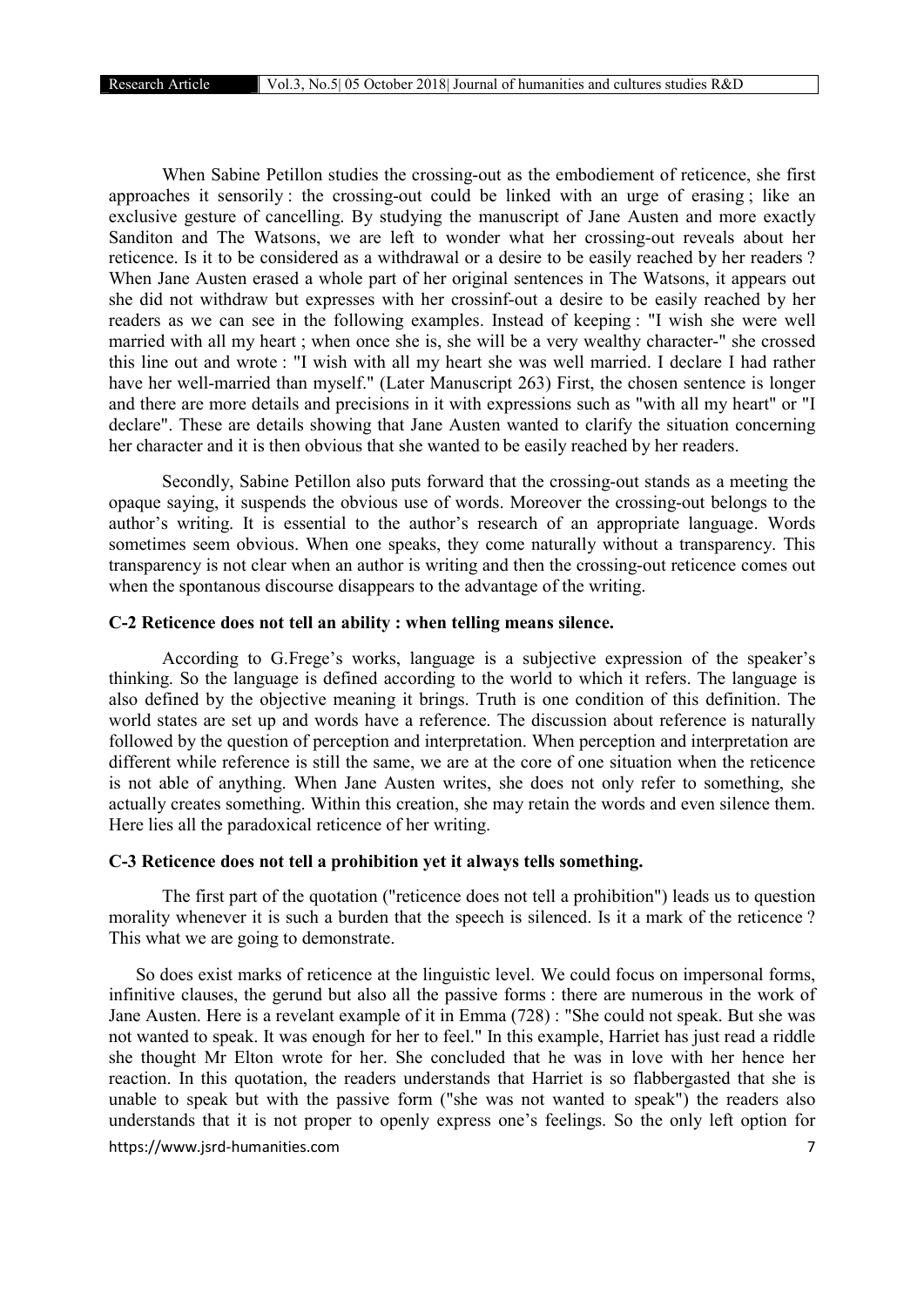When Sabine Petillon studies the crossing-out as the embodiement of reticence, she first approaches it sensorily : the crossing-out could be linked with an urge of erasing ; like an exclusive gesture of cancelling. By studying the manuscript of Jane Austen and more exactly Sanditon and The Watsons, we are left to wonder what her crossing-out reveals about her reticence. Is it to be considered as a withdrawal or a desire to be easily reached by her readers ? When Jane Austen erased a whole part of her original sentences in The Watsons, it appears out she did not withdraw but expresses with her crossinf-out a desire to be easily reached by her readers as we can see in the following examples. Instead of keeping : "I wish she were well married with all my heart ; when once she is, she will be a very wealthy character-" she crossed this line out and wrote : "I wish with all my heart she was well married. I declare I had rather have her well-married than myself." (Later Manuscript 263) First, the chosen sentence is longer and there are more details and precisions in it with expressions such as "with all my heart" or "I declare". These are details showing that Jane Austen wanted to clarify the situation concerning her character and it is then obvious that she wanted to be easily reached by her readers.

Secondly, Sabine Petillon also puts forward that the crossing-out stands as a meeting the opaque saying, it suspends the obvious use of words. Moreover the crossing-out belongs to the author's writing. It is essential to the author's research of an appropriate language. Words sometimes seem obvious. When one speaks, they come naturally without a transparency. This transparency is not clear when an author is writing and then the crossing-out reticence comes out when the spontanous discourse disappears to the advantage of the writing.

### C-2 Reticence does not tell an ability : when telling means silence.

According to G.Frege's works, language is a subjective expression of the speaker's thinking. So the language is defined according to the world to which it refers. The language is also defined by the objective meaning it brings. Truth is one condition of this definition. The world states are set up and words have a reference. The discussion about reference is naturally followed by the question of perception and interpretation. When perception and interpretation are different while reference is still the same, we are at the core of one situation when the reticence is not able of anything. When Jane Austen writes, she does not only refer to something, she actually creates something. Within this creation, she may retain the words and even silence them. Here lies all the paradoxical reticence of her writing.

### C-3 Reticence does not tell a prohibition yet it always tells something.

The first part of the quotation ("reticence does not tell a prohibition") leads us to question morality whenever it is such a burden that the speech is silenced. Is it a mark of the reticence ? This what we are going to demonstrate.

So does exist marks of reticence at the linguistic level. We could focus on impersonal forms, infinitive clauses, the gerund but also all the passive forms : there are numerous in the work of Jane Austen. Here is a revelant example of it in Emma (728) : "She could not speak. But she was not wanted to speak. It was enough for her to feel." In this example, Harriet has just read a riddle she thought Mr Elton wrote for her. She concluded that he was in love with her hence her reaction. In this quotation, the readers understands that Harriet is so flabbergasted that she is unable to speak but with the passive form ("she was not wanted to speak") the readers also understands that it is not proper to openly express one's feelings. So the only left option for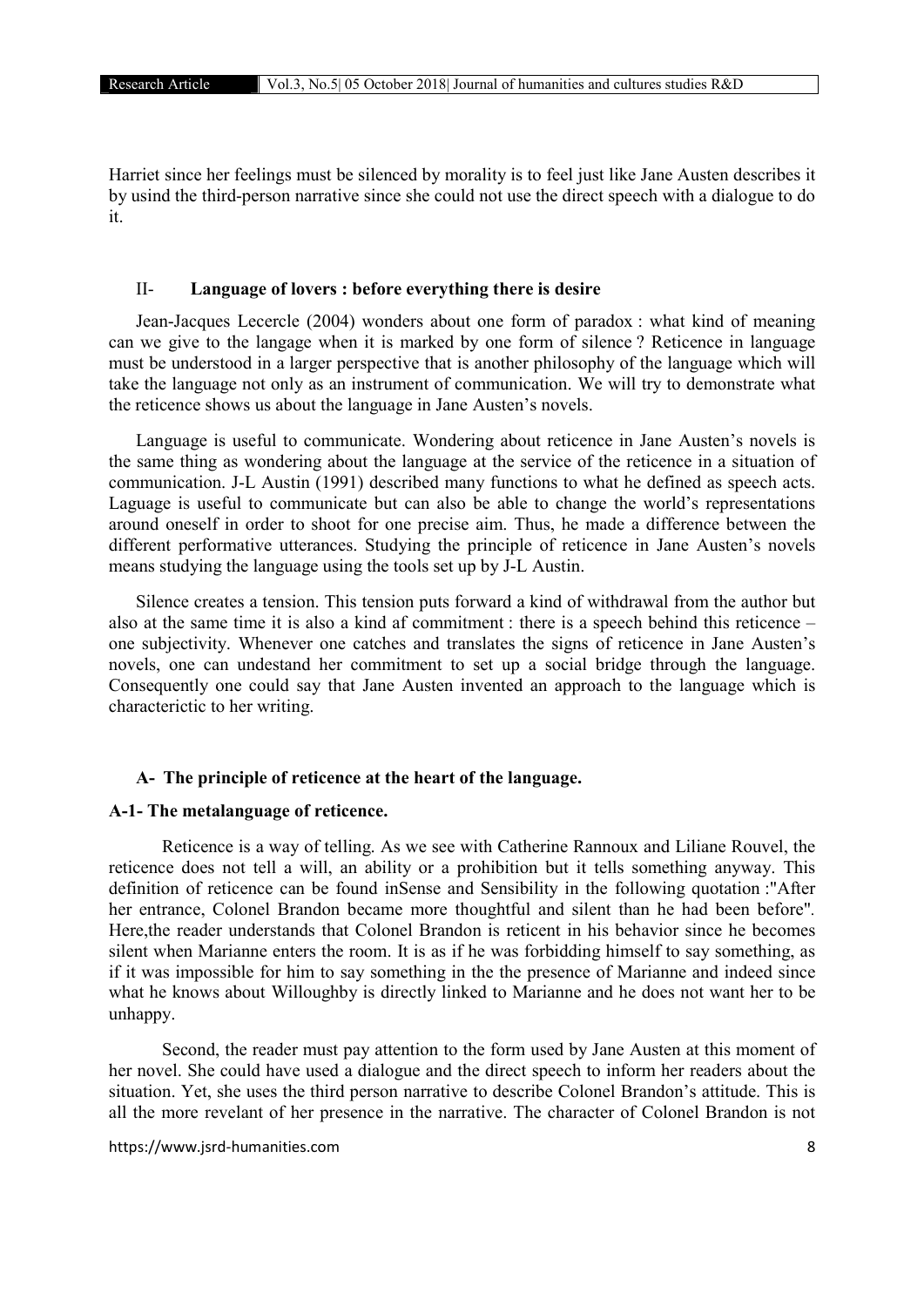Harriet since her feelings must be silenced by morality is to feel just like Jane Austen describes it by usind the third-person narrative since she could not use the direct speech with a dialogue to do it.

## II- Language of lovers : before everything there is desire

Jean-Jacques Lecercle (2004) wonders about one form of paradox : what kind of meaning can we give to the langage when it is marked by one form of silence ? Reticence in language must be understood in a larger perspective that is another philosophy of the language which will take the language not only as an instrument of communication. We will try to demonstrate what the reticence shows us about the language in Jane Austen's novels.

Language is useful to communicate. Wondering about reticence in Jane Austen's novels is the same thing as wondering about the language at the service of the reticence in a situation of communication. J-L Austin (1991) described many functions to what he defined as speech acts. Laguage is useful to communicate but can also be able to change the world's representations around oneself in order to shoot for one precise aim. Thus, he made a difference between the different performative utterances. Studying the principle of reticence in Jane Austen's novels means studying the language using the tools set up by J-L Austin.

Silence creates a tension. This tension puts forward a kind of withdrawal from the author but also at the same time it is also a kind af commitment : there is a speech behind this reticence – one subjectivity. Whenever one catches and translates the signs of reticence in Jane Austen's novels, one can undestand her commitment to set up a social bridge through the language. Consequently one could say that Jane Austen invented an approach to the language which is characterictic to her writing.

### A- The principle of reticence at the heart of the language.

#### A-1- The metalanguage of reticence.

Reticence is a way of telling. As we see with Catherine Rannoux and Liliane Rouvel, the reticence does not tell a will, an ability or a prohibition but it tells something anyway. This definition of reticence can be found inSense and Sensibility in the following quotation :"After her entrance, Colonel Brandon became more thoughtful and silent than he had been before". Here,the reader understands that Colonel Brandon is reticent in his behavior since he becomes silent when Marianne enters the room. It is as if he was forbidding himself to say something, as if it was impossible for him to say something in the the presence of Marianne and indeed since what he knows about Willoughby is directly linked to Marianne and he does not want her to be unhappy.

Second, the reader must pay attention to the form used by Jane Austen at this moment of her novel. She could have used a dialogue and the direct speech to inform her readers about the situation. Yet, she uses the third person narrative to describe Colonel Brandon's attitude. This is all the more revelant of her presence in the narrative. The character of Colonel Brandon is not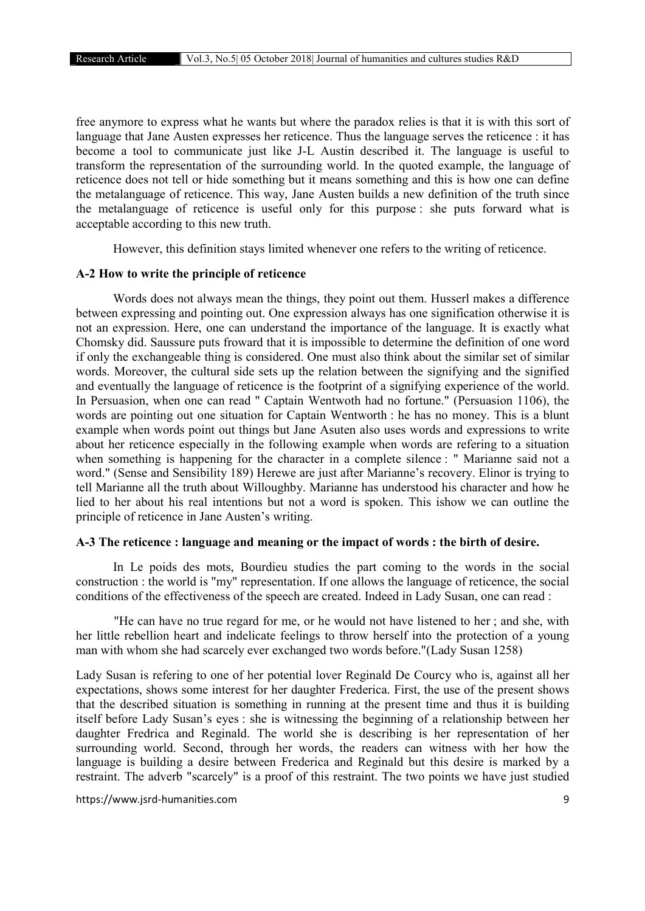free anymore to express what he wants but where the paradox relies is that it is with this sort of language that Jane Austen expresses her reticence. Thus the language serves the reticence : it has become a tool to communicate just like J-L Austin described it. The language is useful to transform the representation of the surrounding world. In the quoted example, the language of reticence does not tell or hide something but it means something and this is how one can define the metalanguage of reticence. This way, Jane Austen builds a new definition of the truth since the metalanguage of reticence is useful only for this purpose : she puts forward what is acceptable according to this new truth.

However, this definition stays limited whenever one refers to the writing of reticence.

### A-2 How to write the principle of reticence

Words does not always mean the things, they point out them. Husserl makes a difference between expressing and pointing out. One expression always has one signification otherwise it is not an expression. Here, one can understand the importance of the language. It is exactly what Chomsky did. Saussure puts froward that it is impossible to determine the definition of one word if only the exchangeable thing is considered. One must also think about the similar set of similar words. Moreover, the cultural side sets up the relation between the signifying and the signified and eventually the language of reticence is the footprint of a signifying experience of the world. In Persuasion, when one can read " Captain Wentwoth had no fortune." (Persuasion 1106), the words are pointing out one situation for Captain Wentworth : he has no money. This is a blunt example when words point out things but Jane Asuten also uses words and expressions to write about her reticence especially in the following example when words are refering to a situation when something is happening for the character in a complete silence : " Marianne said not a word." (Sense and Sensibility 189) Herewe are just after Marianne's recovery. Elinor is trying to tell Marianne all the truth about Willoughby. Marianne has understood his character and how he lied to her about his real intentions but not a word is spoken. This ishow we can outline the principle of reticence in Jane Austen's writing.

### A-3 The reticence : language and meaning or the impact of words : the birth of desire.

In Le poids des mots, Bourdieu studies the part coming to the words in the social construction : the world is "my" representation. If one allows the language of reticence, the social conditions of the effectiveness of the speech are created. Indeed in Lady Susan, one can read :

> "He can have no true regard for me, or he would not have listened to her ; and she, with her little rebellion heart and indelicate feelings to throw herself into the protection of a young man with whom she had scarcely ever exchanged two words before."(Lady Susan 1258)

Lady Susan is refering to one of her potential lover Reginald De Courcy who is, against all her expectations, shows some interest for her daughter Frederica. First, the use of the present shows that the described situation is something in running at the present time and thus it is building itself before Lady Susan's eyes : she is witnessing the beginning of a relationship between her daughter Fredrica and Reginald. The world she is describing is her representation of her surrounding world. Second, through her words, the readers can witness with her how the language is building a desire between Frederica and Reginald but this desire is marked by a restraint. The adverb "scarcely" is a proof of this restraint. The two points we have just studied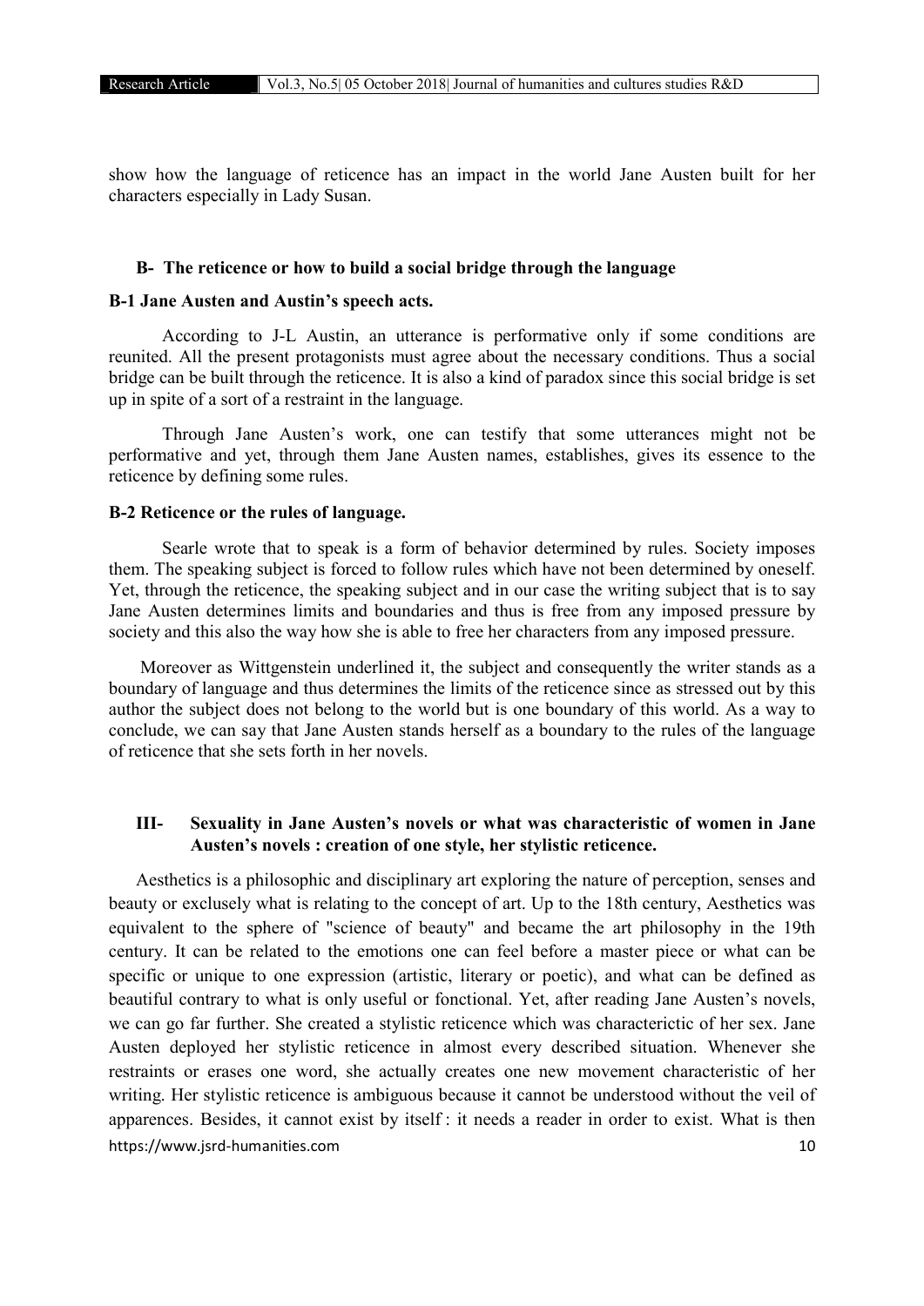show how the language of reticence has an impact in the world Jane Austen built for her characters especially in Lady Susan.

### B- The reticence or how to build a social bridge through the language

#### B-1 Jane Austen and Austin's speech acts.

According to J-L Austin, an utterance is performative only if some conditions are reunited. All the present protagonists must agree about the necessary conditions. Thus a social bridge can be built through the reticence. It is also a kind of paradox since this social bridge is set up in spite of a sort of a restraint in the language.

Through Jane Austen's work, one can testify that some utterances might not be performative and yet, through them Jane Austen names, establishes, gives its essence to the reticence by defining some rules.

#### B-2 Reticence or the rules of language.

Searle wrote that to speak is a form of behavior determined by rules. Society imposes them. The speaking subject is forced to follow rules which have not been determined by oneself. Yet, through the reticence, the speaking subject and in our case the writing subject that is to say Jane Austen determines limits and boundaries and thus is free from any imposed pressure by society and this also the way how she is able to free her characters from any imposed pressure.

Moreover as Wittgenstein underlined it, the subject and consequently the writer stands as a boundary of language and thus determines the limits of the reticence since as stressed out by this author the subject does not belong to the world but is one boundary of this world. As a way to conclude, we can say that Jane Austen stands herself as a boundary to the rules of the language of reticence that she sets forth in her novels.

## III- Sexuality in Jane Austen's novels or what was characteristic of women in Jane Austen's novels : creation of one style, her stylistic reticence.

Aesthetics is a philosophic and disciplinary art exploring the nature of perception, senses and beauty or exclusely what is relating to the concept of art. Up to the 18th century, Aesthetics was equivalent to the sphere of "science of beauty" and became the art philosophy in the 19th century. It can be related to the emotions one can feel before a master piece or what can be specific or unique to one expression (artistic, literary or poetic), and what can be defined as beautiful contrary to what is only useful or fonctional. Yet, after reading Jane Austen's novels, we can go far further. She created a stylistic reticence which was characterictic of her sex. Jane Austen deployed her stylistic reticence in almost every described situation. Whenever she restraints or erases one word, she actually creates one new movement characteristic of her writing. Her stylistic reticence is ambiguous because it cannot be understood without the veil of apparences. Besides, it cannot exist by itself : it needs a reader in order to exist. What is then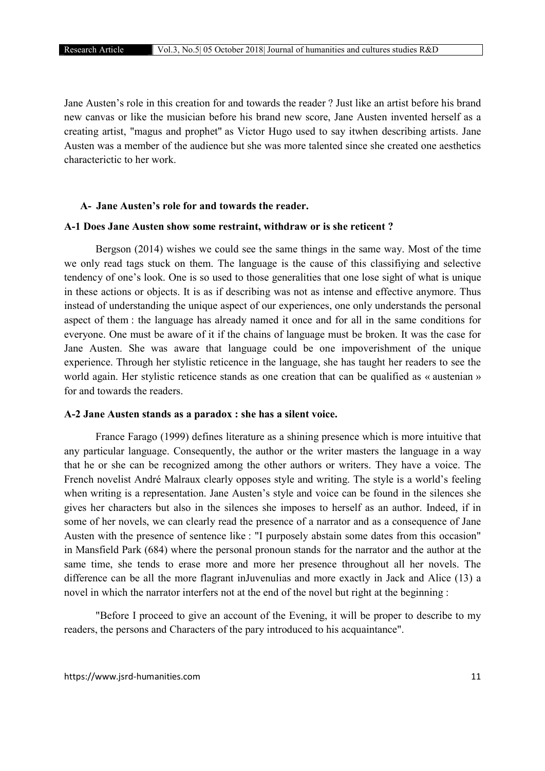Jane Austen's role in this creation for and towards the reader ? Just like an artist before his brand new canvas or like the musician before his brand new score, Jane Austen invented herself as a creating artist, "magus and prophet" as Victor Hugo used to say itwhen describing artists. Jane Austen was a member of the audience but she was more talented since she created one aesthetics characterictic to her work.

## A- Jane Austen's role for and towards the reader.

### A-1 Does Jane Austen show some restraint, withdraw or is she reticent ?

Bergson (2014) wishes we could see the same things in the same way. Most of the time we only read tags stuck on them. The language is the cause of this classifiying and selective tendency of one's look. One is so used to those generalities that one lose sight of what is unique in these actions or objects. It is as if describing was not as intense and effective anymore. Thus instead of understanding the unique aspect of our experiences, one only understands the personal aspect of them : the language has already named it once and for all in the same conditions for everyone. One must be aware of it if the chains of language must be broken. It was the case for Jane Austen. She was aware that language could be one impoverishment of the unique experience. Through her stylistic reticence in the language, she has taught her readers to see the world again. Her stylistic reticence stands as one creation that can be qualified as « austenian » for and towards the readers.

### A-2 Jane Austen stands as a paradox : she has a silent voice.

France Farago (1999) defines literature as a shining presence which is more intuitive that any particular language. Consequently, the author or the writer masters the language in a way that he or she can be recognized among the other authors or writers. They have a voice. The French novelist André Malraux clearly opposes style and writing. The style is a world's feeling when writing is a representation. Jane Austen's style and voice can be found in the silences she gives her characters but also in the silences she imposes to herself as an author. Indeed, if in some of her novels, we can clearly read the presence of a narrator and as a consequence of Jane Austen with the presence of sentence like : "I purposely abstain some dates from this occasion" in Mansfield Park (684) where the personal pronoun stands for the narrator and the author at the same time, she tends to erase more and more her presence throughout all her novels. The difference can be all the more flagrant inJuvenulias and more exactly in Jack and Alice (13) a novel in which the narrator interfers not at the end of the novel but right at the beginning :

"Before I proceed to give an account of the Evening, it will be proper to describe to my readers, the persons and Characters of the pary introduced to his acquaintance".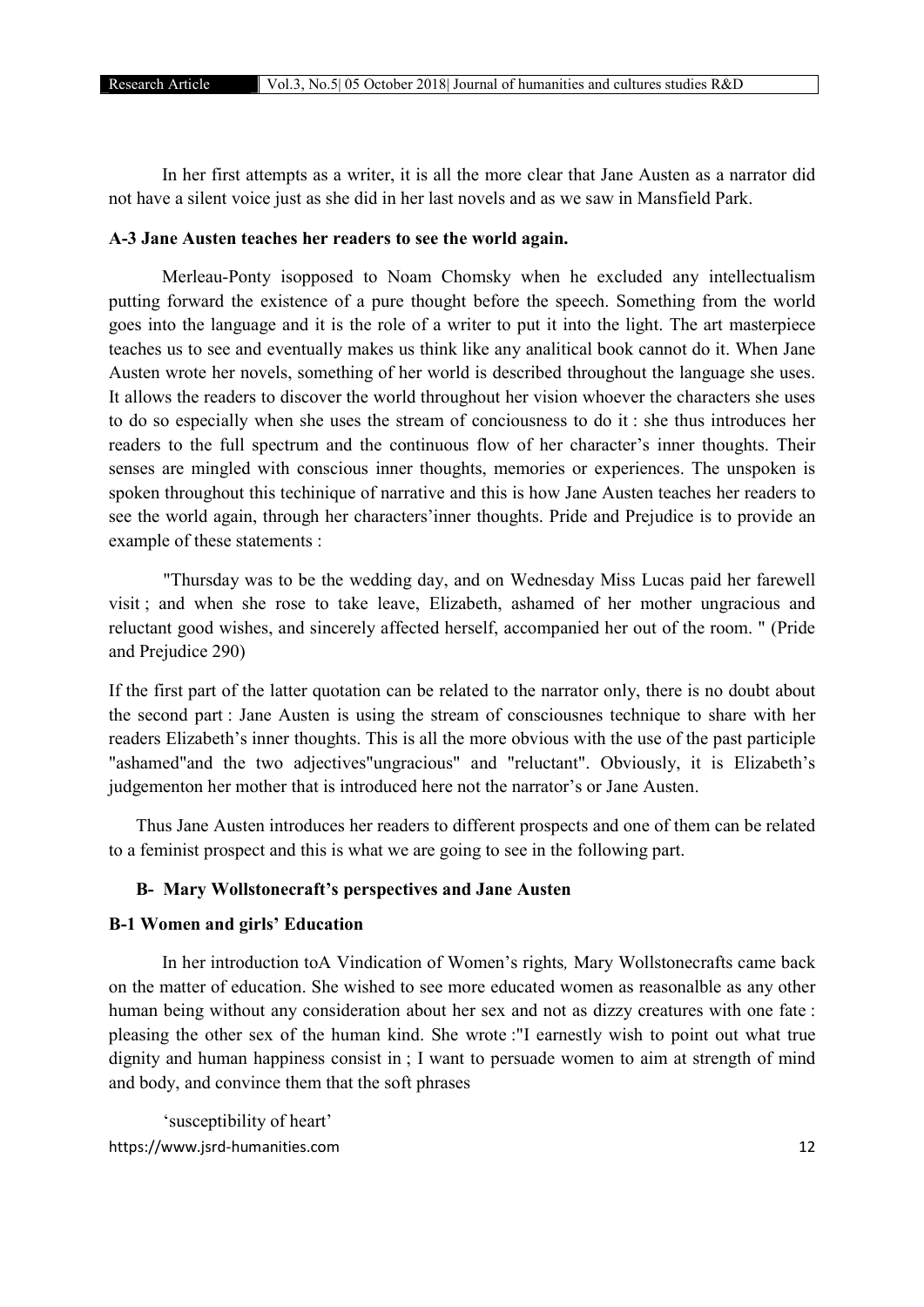In her first attempts as a writer, it is all the more clear that Jane Austen as a narrator did not have a silent voice just as she did in her last novels and as we saw in Mansfield Park.

### A-3 Jane Austen teaches her readers to see the world again.

Merleau-Ponty isopposed to Noam Chomsky when he excluded any intellectualism putting forward the existence of a pure thought before the speech. Something from the world goes into the language and it is the role of a writer to put it into the light. The art masterpiece teaches us to see and eventually makes us think like any analitical book cannot do it. When Jane Austen wrote her novels, something of her world is described throughout the language she uses. It allows the readers to discover the world throughout her vision whoever the characters she uses to do so especially when she uses the stream of conciousness to do it : she thus introduces her readers to the full spectrum and the continuous flow of her character's inner thoughts. Their senses are mingled with conscious inner thoughts, memories or experiences. The unspoken is spoken throughout this techinique of narrative and this is how Jane Austen teaches her readers to see the world again, through her characters'inner thoughts. Pride and Prejudice is to provide an example of these statements :

"Thursday was to be the wedding day, and on Wednesday Miss Lucas paid her farewell visit ; and when she rose to take leave, Elizabeth, ashamed of her mother ungracious and reluctant good wishes, and sincerely affected herself, accompanied her out of the room. " (Pride and Prejudice 290)

If the first part of the latter quotation can be related to the narrator only, there is no doubt about the second part : Jane Austen is using the stream of consciousnes technique to share with her readers Elizabeth's inner thoughts. This is all the more obvious with the use of the past participle "ashamed"and the two adjectives"ungracious" and "reluctant". Obviously, it is Elizabeth's judgementon her mother that is introduced here not the narrator's or Jane Austen.

Thus Jane Austen introduces her readers to different prospects and one of them can be related to a feminist prospect and this is what we are going to see in the following part.

## B- Mary Wollstonecraft's perspectives and Jane Austen

### B-1 Women and girls' Education

In her introduction toA Vindication of Women's rights*,* Mary Wollstonecrafts came back on the matter of education. She wished to see more educated women as reasonalble as any other human being without any consideration about her sex and not as dizzy creatures with one fate : pleasing the other sex of the human kind. She wrote :"I earnestly wish to point out what true dignity and human happiness consist in ; I want to persuade women to aim at strength of mind and body, and convince them that the soft phrases

'susceptibility of heart'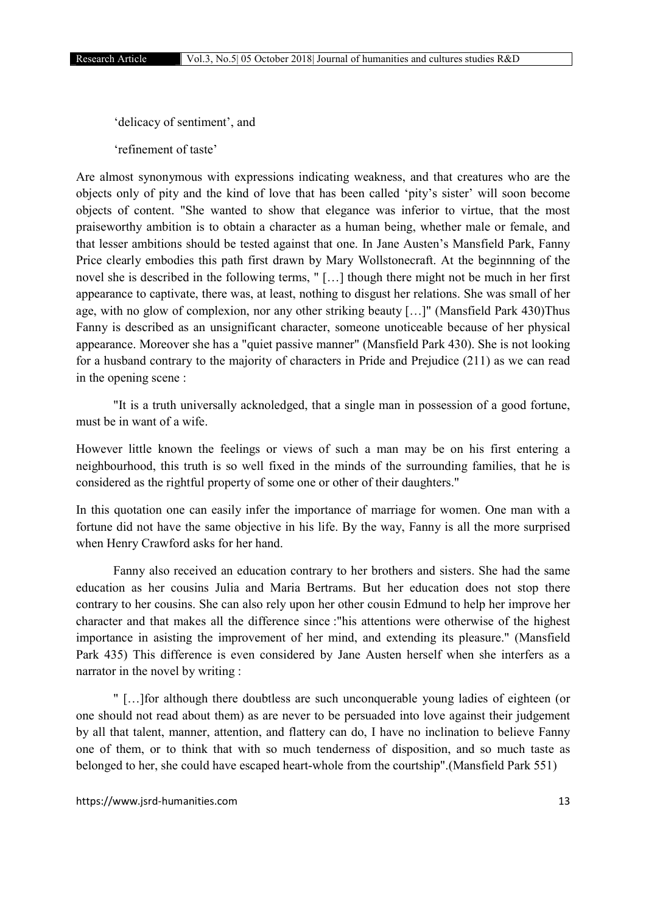'delicacy of sentiment', and

'refinement of taste'

Are almost synonymous with expressions indicating weakness, and that creatures who are the objects only of pity and the kind of love that has been called 'pity's sister' will soon become objects of content. "She wanted to show that elegance was inferior to virtue, that the most praiseworthy ambition is to obtain a character as a human being, whether male or female, and that lesser ambitions should be tested against that one. In Jane Austen's Mansfield Park, Fanny Price clearly embodies this path first drawn by Mary Wollstonecraft. At the beginnning of the novel she is described in the following terms, " […] though there might not be much in her first appearance to captivate, there was, at least, nothing to disgust her relations. She was small of her age, with no glow of complexion, nor any other striking beauty […]" (Mansfield Park 430)Thus Fanny is described as an unsignificant character, someone unoticeable because of her physical appearance. Moreover she has a "quiet passive manner" (Mansfield Park 430). She is not looking for a husband contrary to the majority of characters in Pride and Prejudice (211) as we can read in the opening scene :

"It is a truth universally acknoledged, that a single man in possession of a good fortune, must be in want of a wife.

However little known the feelings or views of such a man may be on his first entering a neighbourhood, this truth is so well fixed in the minds of the surrounding families, that he is considered as the rightful property of some one or other of their daughters."

In this quotation one can easily infer the importance of marriage for women. One man with a fortune did not have the same objective in his life. By the way, Fanny is all the more surprised when Henry Crawford asks for her hand.

Fanny also received an education contrary to her brothers and sisters. She had the same education as her cousins Julia and Maria Bertrams. But her education does not stop there contrary to her cousins. She can also rely upon her other cousin Edmund to help her improve her character and that makes all the difference since :"his attentions were otherwise of the highest importance in asisting the improvement of her mind, and extending its pleasure." (Mansfield Park 435) This difference is even considered by Jane Austen herself when she interfers as a narrator in the novel by writing :

" […]for although there doubtless are such unconquerable young ladies of eighteen (or one should not read about them) as are never to be persuaded into love against their judgement by all that talent, manner, attention, and flattery can do, I have no inclination to believe Fanny one of them, or to think that with so much tenderness of disposition, and so much taste as belonged to her, she could have escaped heart-whole from the courtship".(Mansfield Park 551)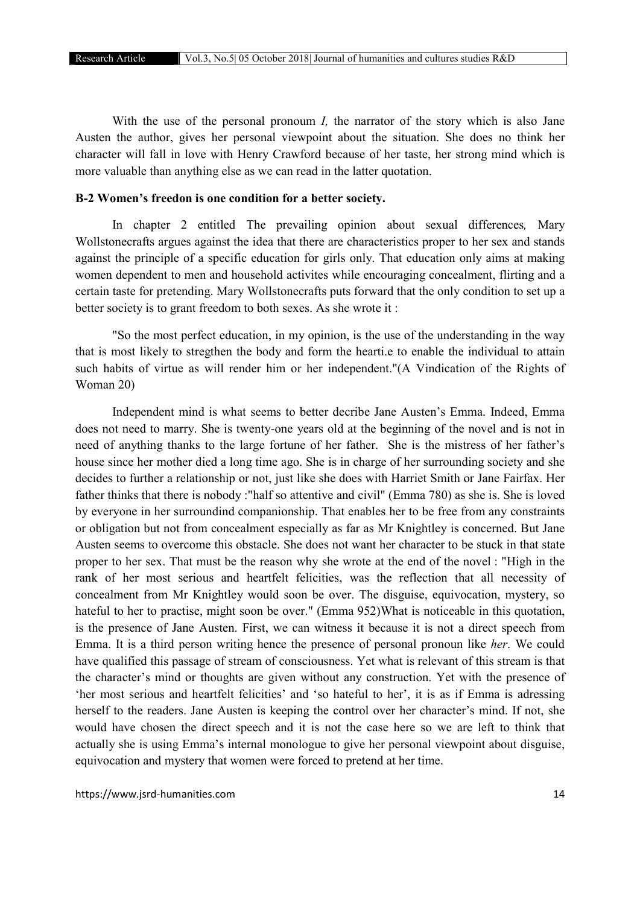With the use of the personal pronoum *I,* the narrator of the story which is also Jane Austen the author, gives her personal viewpoint about the situation. She does no think her character will fall in love with Henry Crawford because of her taste, her strong mind which is more valuable than anything else as we can read in the latter quotation.

### B-2 Women's freedon is one condition for a better society.

In chapter 2 entitled The prevailing opinion about sexual differences*,* Mary Wollstonecrafts argues against the idea that there are characteristics proper to her sex and stands against the principle of a specific education for girls only. That education only aims at making women dependent to men and household activites while encouraging concealment, flirting and a certain taste for pretending. Mary Wollstonecrafts puts forward that the only condition to set up a better society is to grant freedom to both sexes. As she wrote it :

"So the most perfect education, in my opinion, is the use of the understanding in the way that is most likely to stregthen the body and form the hearti.e to enable the individual to attain such habits of virtue as will render him or her independent."(A Vindication of the Rights of Woman 20)

Independent mind is what seems to better decribe Jane Austen's Emma. Indeed, Emma does not need to marry. She is twenty-one years old at the beginning of the novel and is not in need of anything thanks to the large fortune of her father. She is the mistress of her father's house since her mother died a long time ago. She is in charge of her surrounding society and she decides to further a relationship or not, just like she does with Harriet Smith or Jane Fairfax. Her father thinks that there is nobody :"half so attentive and civil" (Emma 780) as she is. She is loved by everyone in her surroundind companionship. That enables her to be free from any constraints or obligation but not from concealment especially as far as Mr Knightley is concerned. But Jane Austen seems to overcome this obstacle. She does not want her character to be stuck in that state proper to her sex. That must be the reason why she wrote at the end of the novel : "High in the rank of her most serious and heartfelt felicities, was the reflection that all necessity of concealment from Mr Knightley would soon be over. The disguise, equivocation, mystery, so hateful to her to practise, might soon be over." (Emma 952)What is noticeable in this quotation, is the presence of Jane Austen. First, we can witness it because it is not a direct speech from Emma. It is a third person writing hence the presence of personal pronoun like *her*. We could have qualified this passage of stream of consciousness. Yet what is relevant of this stream is that the character's mind or thoughts are given without any construction. Yet with the presence of 'her most serious and heartfelt felicities' and 'so hateful to her', it is as if Emma is adressing herself to the readers. Jane Austen is keeping the control over her character's mind. If not, she would have chosen the direct speech and it is not the case here so we are left to think that actually she is using Emma's internal monologue to give her personal viewpoint about disguise, equivocation and mystery that women were forced to pretend at her time.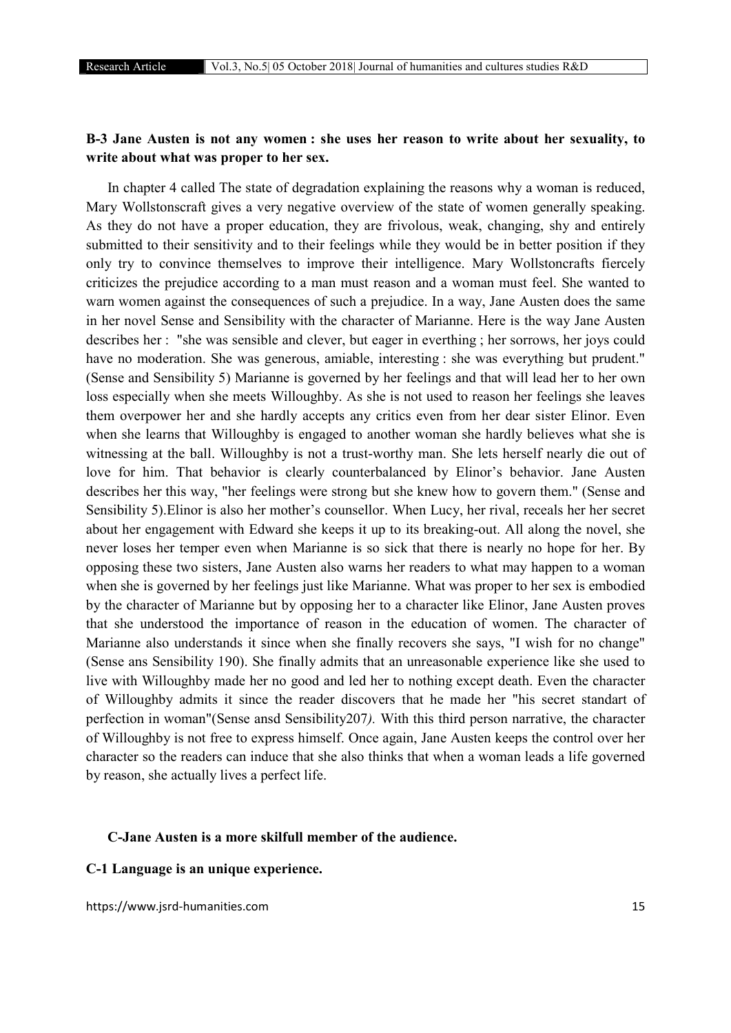### B-3 Jane Austen is not any women : she uses her reason to write about her sexuality, to write about what was proper to her sex.

In chapter 4 called The state of degradation explaining the reasons why a woman is reduced, Mary Wollstonscraft gives a very negative overview of the state of women generally speaking. As they do not have a proper education, they are frivolous, weak, changing, shy and entirely submitted to their sensitivity and to their feelings while they would be in better position if they only try to convince themselves to improve their intelligence. Mary Wollstoncrafts fiercely criticizes the prejudice according to a man must reason and a woman must feel. She wanted to warn women against the consequences of such a prejudice. In a way, Jane Austen does the same in her novel Sense and Sensibility with the character of Marianne. Here is the way Jane Austen describes her : "she was sensible and clever, but eager in everthing ; her sorrows, her joys could have no moderation. She was generous, amiable, interesting : she was everything but prudent." (Sense and Sensibility 5) Marianne is governed by her feelings and that will lead her to her own loss especially when she meets Willoughby. As she is not used to reason her feelings she leaves them overpower her and she hardly accepts any critics even from her dear sister Elinor. Even when she learns that Willoughby is engaged to another woman she hardly believes what she is witnessing at the ball. Willoughby is not a trust-worthy man. She lets herself nearly die out of love for him. That behavior is clearly counterbalanced by Elinor's behavior. Jane Austen describes her this way, "her feelings were strong but she knew how to govern them." (Sense and Sensibility 5).Elinor is also her mother's counsellor. When Lucy, her rival, receals her her secret about her engagement with Edward she keeps it up to its breaking-out. All along the novel, she never loses her temper even when Marianne is so sick that there is nearly no hope for her. By opposing these two sisters, Jane Austen also warns her readers to what may happen to a woman when she is governed by her feelings just like Marianne. What was proper to her sex is embodied by the character of Marianne but by opposing her to a character like Elinor, Jane Austen proves that she understood the importance of reason in the education of women. The character of Marianne also understands it since when she finally recovers she says, "I wish for no change" (Sense ans Sensibility 190). She finally admits that an unreasonable experience like she used to live with Willoughby made her no good and led her to nothing except death. Even the character of Willoughby admits it since the reader discovers that he made her "his secret standart of perfection in woman"(Sense ansd Sensibility207*).* With this third person narrative, the character of Willoughby is not free to express himself. Once again, Jane Austen keeps the control over her character so the readers can induce that she also thinks that when a woman leads a life governed by reason, she actually lives a perfect life.

## C-Jane Austen is a more skilfull member of the audience.

### C-1 Language is an unique experience.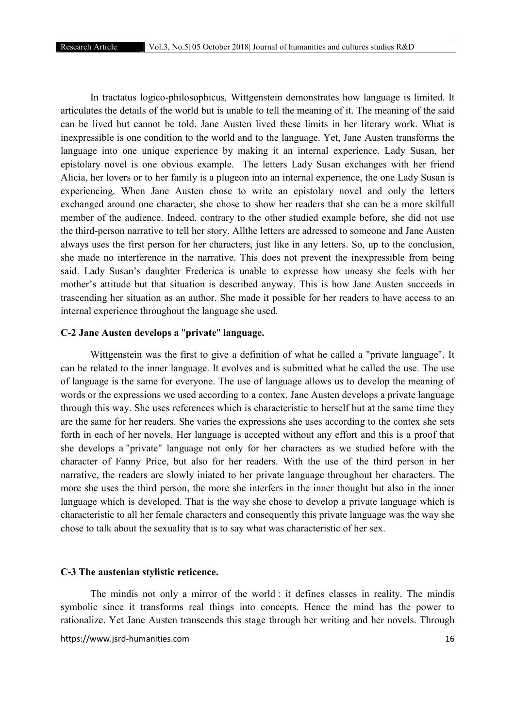In tractatus logico-philosophicus*,* Wittgenstein demonstrates how language is limited. It articulates the details of the world but is unable to tell the meaning of it. The meaning of the said can be lived but cannot be told. Jane Austen lived these limits in her literary work. What is inexpressible is one condition to the world and to the language. Yet, Jane Austen transforms the language into one unique experience by making it an internal experience. Lady Susan, her epistolary novel is one obvious example. The letters Lady Susan exchanges with her friend Alicia, her lovers or to her family is a plugeon into an internal experience, the one Lady Susan is experiencing. When Jane Austen chose to write an epistolary novel and only the letters exchanged around one character, she chose to show her readers that she can be a more skilfull member of the audience. Indeed, contrary to the other studied example before, she did not use the third-person narrative to tell her story. Allthe letters are adressed to someone and Jane Austen always uses the first person for her characters, just like in any letters. So, up to the conclusion, she made no interference in the narrative. This does not prevent the inexpressible from being said. Lady Susan's daughter Frederica is unable to expresse how uneasy she feels with her mother's attitude but that situation is described anyway. This is how Jane Austen succeeds in trascending her situation as an author. She made it possible for her readers to have access to an internal experience throughout the language she used.

### C-2 Jane Austen develops a "private" language.

Wittgenstein was the first to give a definition of what he called a "private language". It can be related to the inner language. It evolves and is submitted what he called the use. The use of language is the same for everyone. The use of language allows us to develop the meaning of words or the expressions we used according to a contex. Jane Austen develops a private language through this way. She uses references which is characteristic to herself but at the same time they are the same for her readers. She varies the expressions she uses according to the contex she sets forth in each of her novels. Her language is accepted without any effort and this is a proof that she develops a "private" language not only for her characters as we studied before with the character of Fanny Price, but also for her readers. With the use of the third person in her narrative, the readers are slowly iniated to her private language throughout her characters. The more she uses the third person, the more she interfers in the inner thought but also in the inner language which is developed. That is the way she chose to develop a private language which is characteristic to all her female characters and consequently this private language was the way she chose to talk about the sexuality that is to say what was characteristic of her sex.

### C-3 The austenian stylistic reticence.

The mindis not only a mirror of the world : it defines classes in reality. The mindis symbolic since it transforms real things into concepts. Hence the mind has the power to rationalize. Yet Jane Austen transcends this stage through her writing and her novels. Through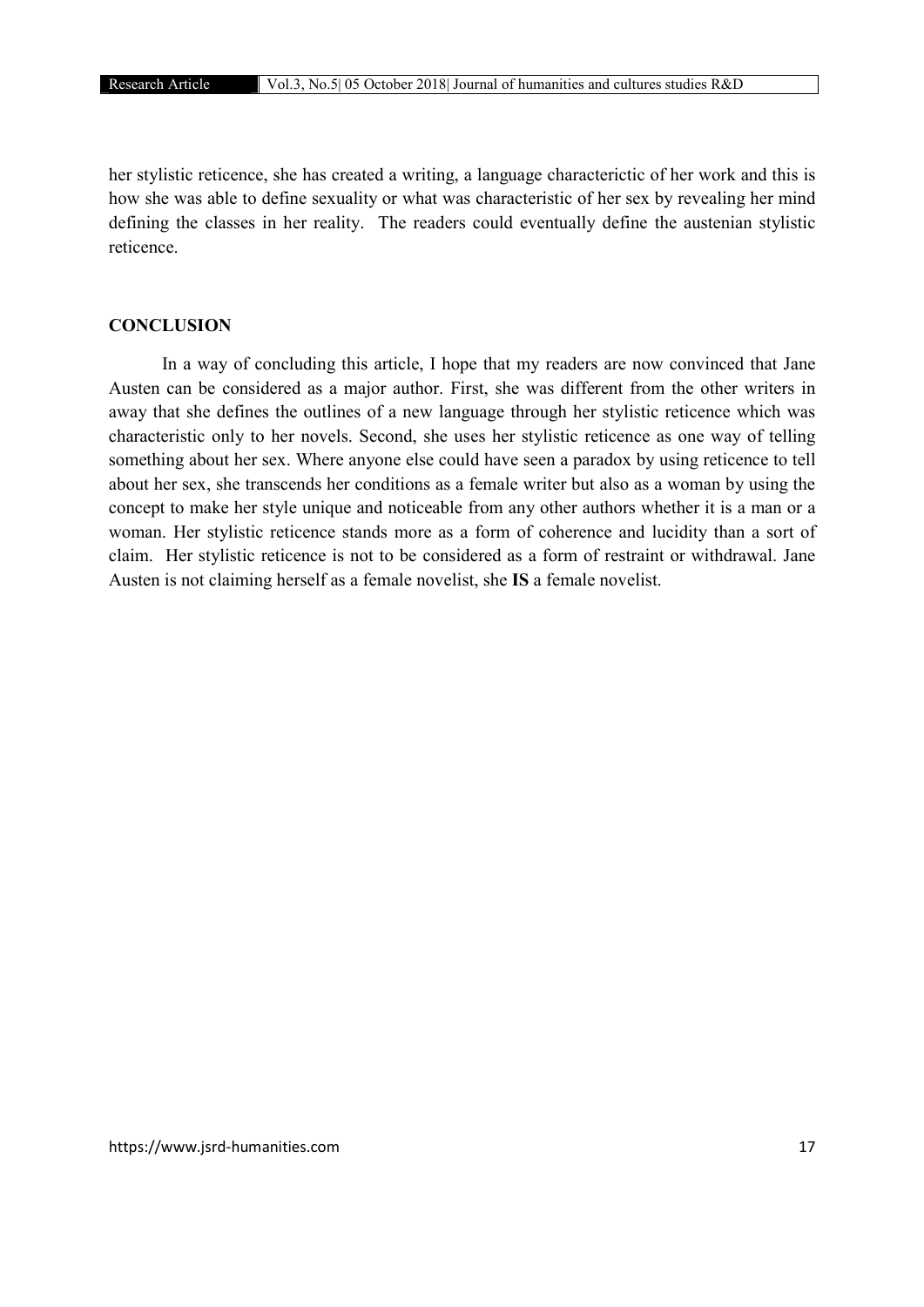her stylistic reticence, she has created a writing, a language characterictic of her work and this is how she was able to define sexuality or what was characteristic of her sex by revealing her mind defining the classes in her reality. The readers could eventually define the austenian stylistic reticence.

## CONCLUSION

In a way of concluding this article, I hope that my readers are now convinced that Jane Austen can be considered as a major author. First, she was different from the other writers in away that she defines the outlines of a new language through her stylistic reticence which was characteristic only to her novels. Second, she uses her stylistic reticence as one way of telling something about her sex. Where anyone else could have seen a paradox by using reticence to tell about her sex, she transcends her conditions as a female writer but also as a woman by using the concept to make her style unique and noticeable from any other authors whether it is a man or a woman. Her stylistic reticence stands more as a form of coherence and lucidity than a sort of claim. Her stylistic reticence is not to be considered as a form of restraint or withdrawal. Jane Austen is not claiming herself as a female novelist, she **IS** a female novelist.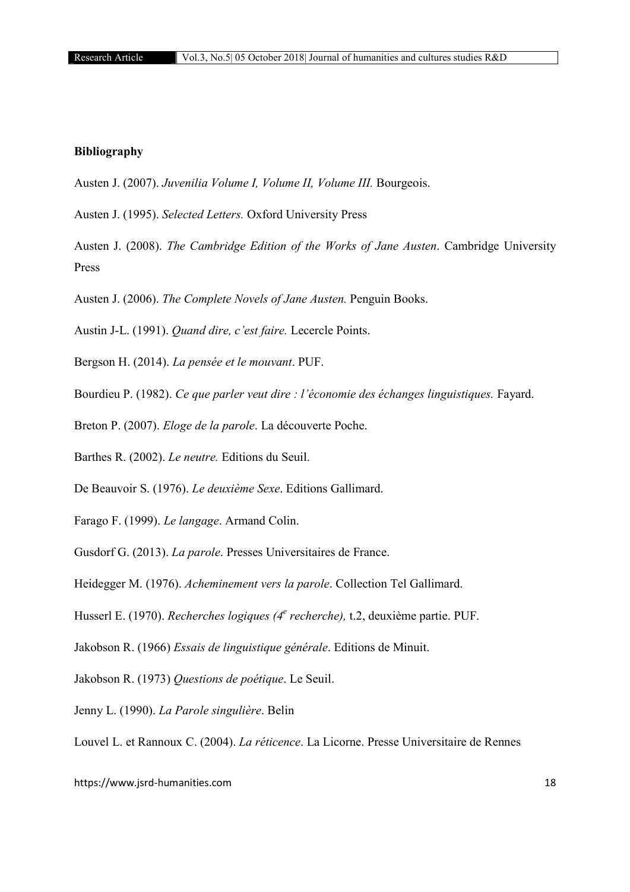**Bibliography**

Austen J. (2007). *Juvenilia Volume I, Volume II, Volume III.* Bourgeois.

Austen J. (1995). *Selected Letters.* Oxford University Press

Austen J. (2008). *The Cambridge Edition of the Works of Jane Austen*. Cambridge University Press

Austen J. (2006). *The Complete Novels of Jane Austen.* Penguin Books.

Austin J-L. (1991). *Quand dire, c'est faire.* Lecercle Points.

Bergson H. (2014). *La pensée et le mouvant*. PUF.

Bourdieu P. (1982). *Ce que parler veut dire : l'économie des échanges linguistiques.* Fayard.

Breton P. (2007). *Eloge de la parole*. La découverte Poche.

Barthes R. (2002). *Le neutre.* Editions du Seuil.

De Beauvoir S. (1976). *Le deuxième Sexe*. Editions Gallimard.

Farago F. (1999). *Le langage*. Armand Colin.

Gusdorf G. (2013). *La parole*. Presses Universitaires de France.

Heidegger M. (1976). *Acheminement vers la parole*. Collection Tel Gallimard.

Husserl E. (1970). *Recherches logiques (4^e^ recherche),* t.2, deuxième partie. PUF.

Jakobson R. (1966) *Essais de linguistique générale*. Editions de Minuit.

Jakobson R. (1973) *Questions de poétique*. Le Seuil.

Jenny L. (1990). *La Parole singulière*. Belin

Louvel L. et Rannoux C. (2004). *La réticence*. La Licorne. Presse Universitaire de Rennes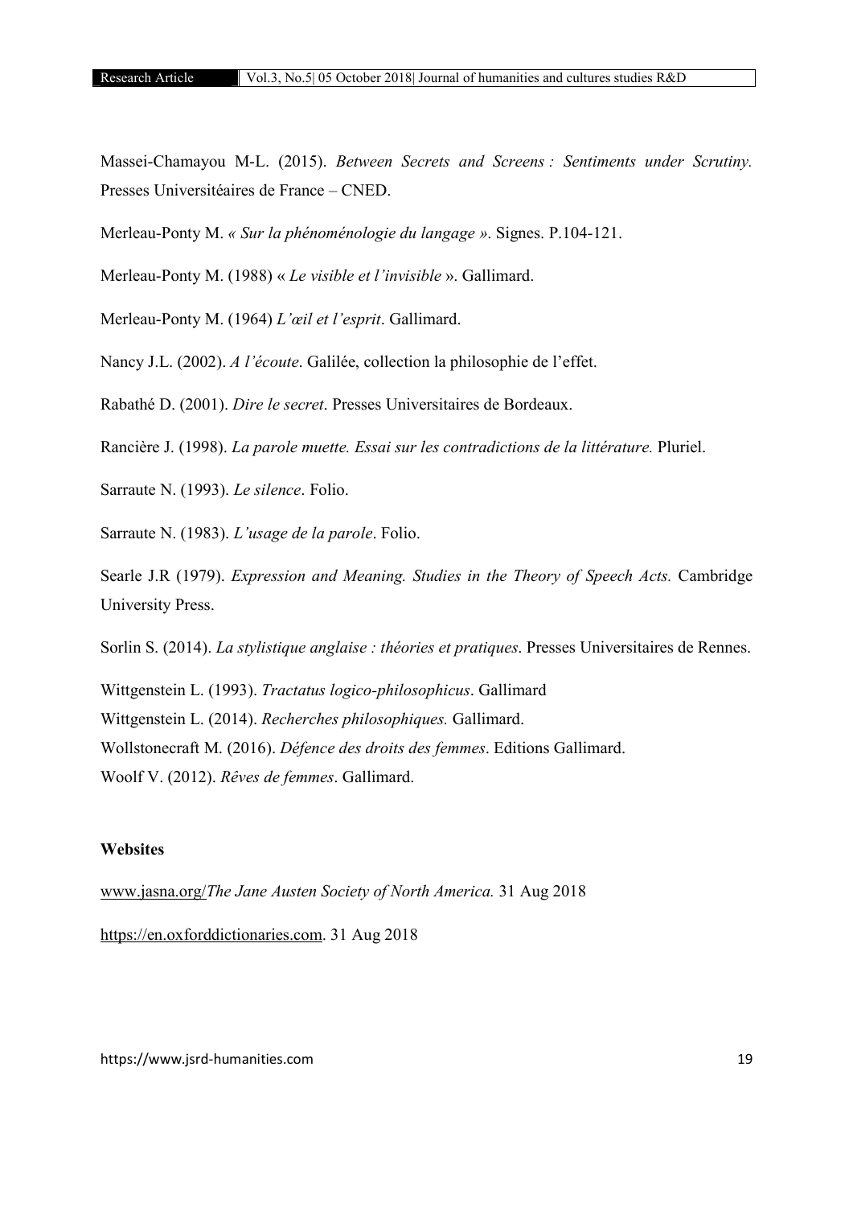Massei-Chamayou M-L. (2015). *Between Secrets and Screens : Sentiments under Scrutiny.* Presses Universitéaires de France – CNED.

Merleau-Ponty M. *« Sur la phénoménologie du langage »*. Signes. P.104-121.

Merleau-Ponty M. (1988) « *Le visible et l'invisible* ». Gallimard.

Merleau-Ponty M. (1964) *L'œil et l'esprit*. Gallimard.

Nancy J.L. (2002). *A l'écoute*. Galilée, collection la philosophie de l'effet.

Rabathé D. (2001). *Dire le secret*. Presses Universitaires de Bordeaux.

Rancière J. (1998). *La parole muette. Essai sur les contradictions de la littérature.* Pluriel.

Sarraute N. (1993). *Le silence*. Folio.

Sarraute N. (1983). *L'usage de la parole*. Folio.

Searle J.R (1979). *Expression and Meaning. Studies in the Theory of Speech Acts.* Cambridge University Press.

Sorlin S. (2014). *La stylistique anglaise : théories et pratiques*. Presses Universitaires de Rennes.

Wittgenstein L. (1993). *Tractatus logico-philosophicus*. Gallimard

Wittgenstein L. (2014). *Recherches philosophiques.* Gallimard.

Wollstonecraft M. (2016). *Défence des droits des femmes*. Editions Gallimard.

Woolf V. (2012). *Rêves de femmes*. Gallimard.

**Websites**

www.jasna.org/*The Jane Austen Society of North America.* 31 Aug 2018

https://en.oxforddictionaries.com. 31 Aug 2018